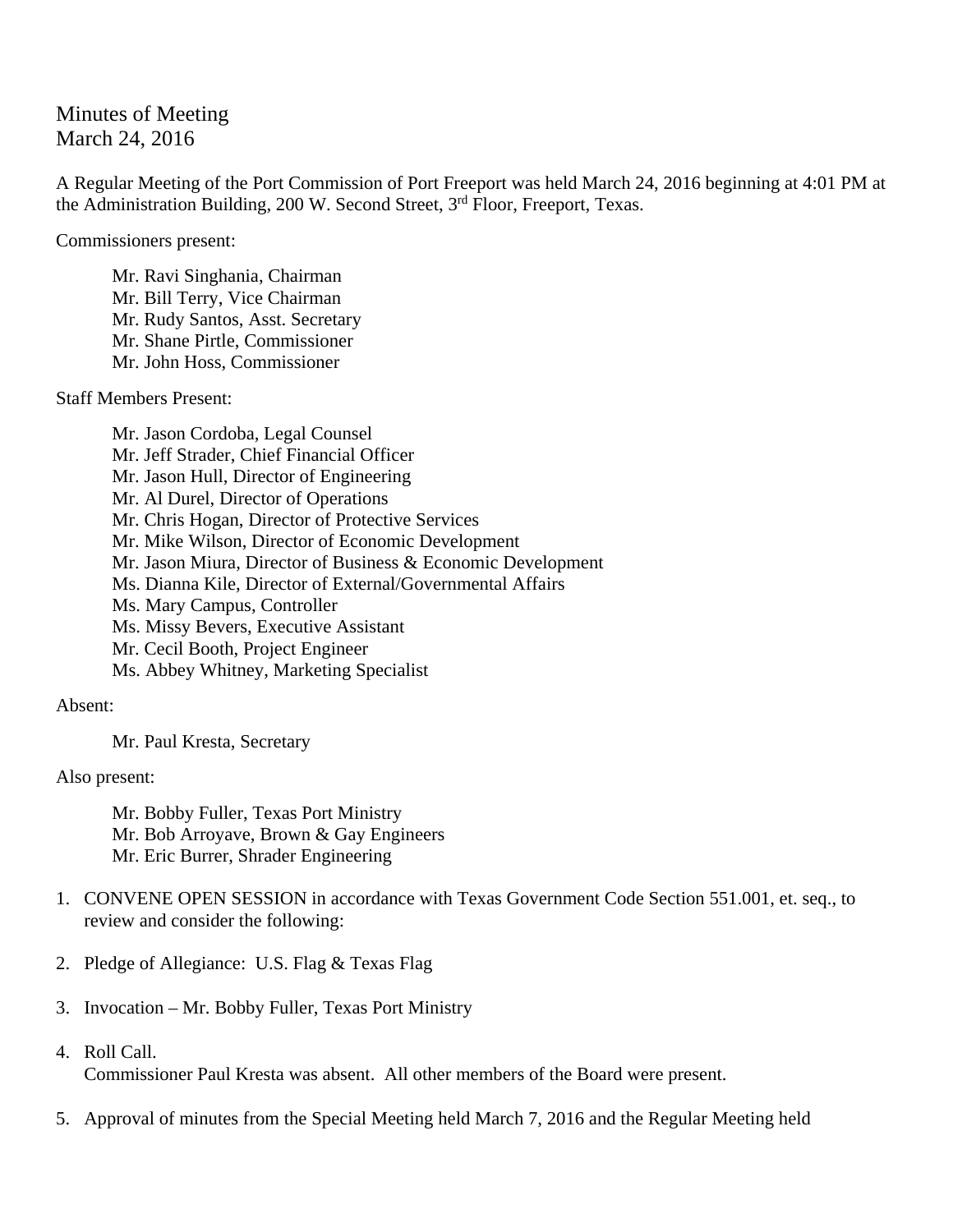Minutes of Meeting
March 24, 2016

A Regular Meeting of the Port Commission of Port Freeport was held March 24, 2016 beginning at 4:01 PM at the Administration Building, 200 W. Second Street, 3rd Floor, Freeport, Texas.

Commissioners present:

Mr. Ravi Singhania, Chairman
Mr. Bill Terry, Vice Chairman
Mr. Rudy Santos, Asst. Secretary
Mr. Shane Pirtle, Commissioner
Mr. John Hoss, Commissioner

Staff Members Present:

Mr. Jason Cordoba, Legal Counsel
Mr. Jeff Strader, Chief Financial Officer
Mr. Jason Hull, Director of Engineering
Mr. Al Durel, Director of Operations
Mr. Chris Hogan, Director of Protective Services
Mr. Mike Wilson, Director of Economic Development
Mr. Jason Miura, Director of Business & Economic Development
Ms. Dianna Kile, Director of External/Governmental Affairs
Ms. Mary Campus, Controller
Ms. Missy Bevers, Executive Assistant
Mr. Cecil Booth, Project Engineer
Ms. Abbey Whitney, Marketing Specialist

Absent:

Mr. Paul Kresta, Secretary

Also present:

Mr. Bobby Fuller, Texas Port Ministry
Mr. Bob Arroyave, Brown & Gay Engineers
Mr. Eric Burrer, Shrader Engineering

1. CONVENE OPEN SESSION in accordance with Texas Government Code Section 551.001, et. seq., to review and consider the following:

2. Pledge of Allegiance: U.S. Flag & Texas Flag

3. Invocation – Mr. Bobby Fuller, Texas Port Ministry

4. Roll Call.
   Commissioner Paul Kresta was absent. All other members of the Board were present.

5. Approval of minutes from the Special Meeting held March 7, 2016 and the Regular Meeting held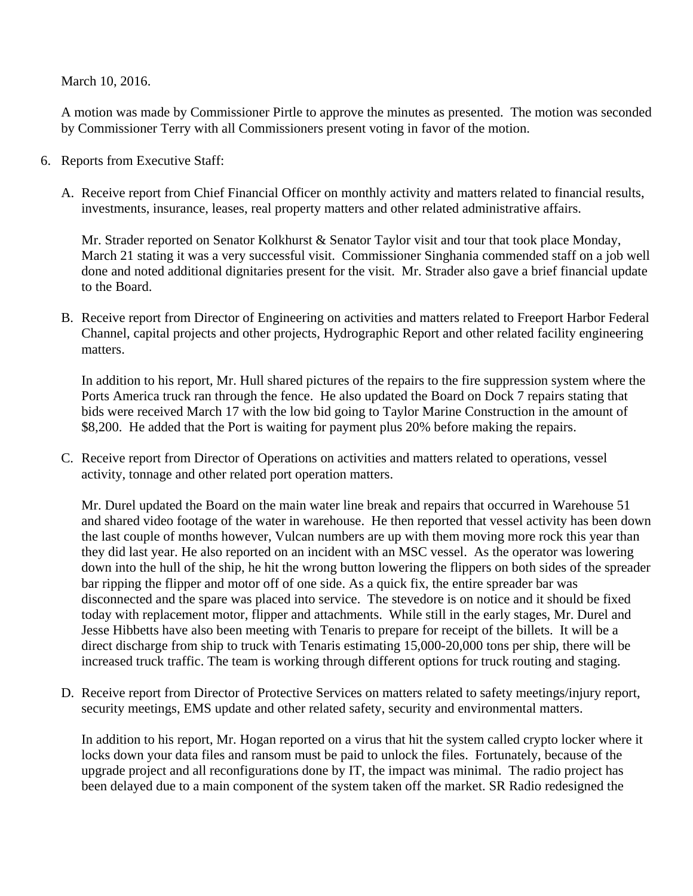March 10, 2016.

A motion was made by Commissioner Pirtle to approve the minutes as presented. The motion was seconded by Commissioner Terry with all Commissioners present voting in favor of the motion.

6. Reports from Executive Staff:

   A. Receive report from Chief Financial Officer on monthly activity and matters related to financial results, investments, insurance, leases, real property matters and other related administrative affairs.

      Mr. Strader reported on Senator Kolkhurst & Senator Taylor visit and tour that took place Monday, March 21 stating it was a very successful visit. Commissioner Singhania commended staff on a job well done and noted additional dignitaries present for the visit. Mr. Strader also gave a brief financial update to the Board.

   B. Receive report from Director of Engineering on activities and matters related to Freeport Harbor Federal Channel, capital projects and other projects, Hydrographic Report and other related facility engineering matters.

      In addition to his report, Mr. Hull shared pictures of the repairs to the fire suppression system where the Ports America truck ran through the fence. He also updated the Board on Dock 7 repairs stating that bids were received March 17 with the low bid going to Taylor Marine Construction in the amount of $8,200. He added that the Port is waiting for payment plus 20% before making the repairs.

   C. Receive report from Director of Operations on activities and matters related to operations, vessel activity, tonnage and other related port operation matters.

      Mr. Durel updated the Board on the main water line break and repairs that occurred in Warehouse 51 and shared video footage of the water in warehouse. He then reported that vessel activity has been down the last couple of months however, Vulcan numbers are up with them moving more rock this year than they did last year. He also reported on an incident with an MSC vessel. As the operator was lowering down into the hull of the ship, he hit the wrong button lowering the flippers on both sides of the spreader bar ripping the flipper and motor off of one side. As a quick fix, the entire spreader bar was disconnected and the spare was placed into service. The stevedore is on notice and it should be fixed today with replacement motor, flipper and attachments. While still in the early stages, Mr. Durel and Jesse Hibbetts have also been meeting with Tenaris to prepare for receipt of the billets. It will be a direct discharge from ship to truck with Tenaris estimating 15,000-20,000 tons per ship, there will be increased truck traffic. The team is working through different options for truck routing and staging.

   D. Receive report from Director of Protective Services on matters related to safety meetings/injury report, security meetings, EMS update and other related safety, security and environmental matters.

      In addition to his report, Mr. Hogan reported on a virus that hit the system called crypto locker where it locks down your data files and ransom must be paid to unlock the files. Fortunately, because of the upgrade project and all reconfigurations done by IT, the impact was minimal. The radio project has been delayed due to a main component of the system taken off the market. SR Radio redesigned the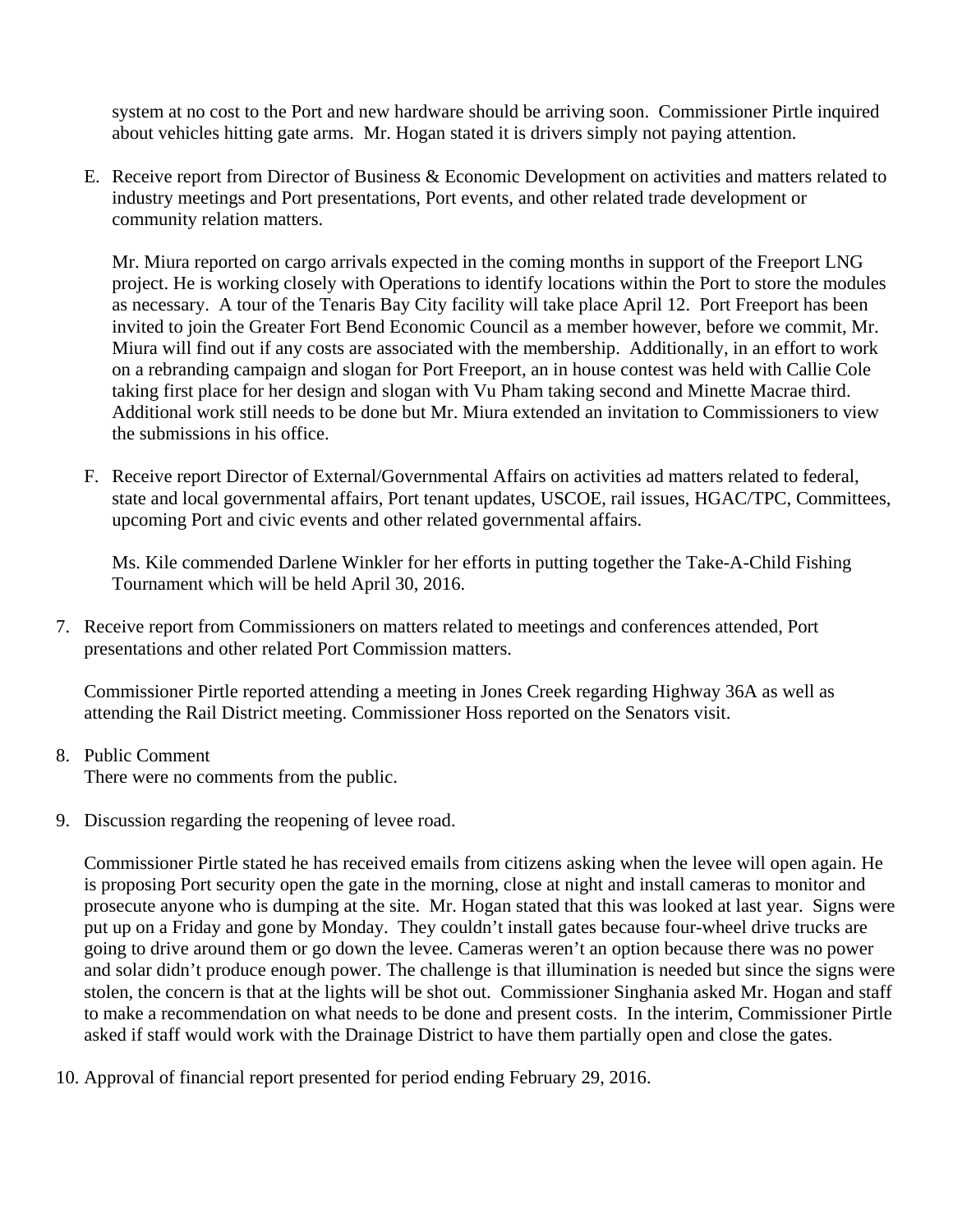system at no cost to the Port and new hardware should be arriving soon. Commissioner Pirtle inquired about vehicles hitting gate arms. Mr. Hogan stated it is drivers simply not paying attention.

E. Receive report from Director of Business & Economic Development on activities and matters related to industry meetings and Port presentations, Port events, and other related trade development or community relation matters.

   Mr. Miura reported on cargo arrivals expected in the coming months in support of the Freeport LNG project. He is working closely with Operations to identify locations within the Port to store the modules as necessary. A tour of the Tenaris Bay City facility will take place April 12. Port Freeport has been invited to join the Greater Fort Bend Economic Council as a member however, before we commit, Mr. Miura will find out if any costs are associated with the membership. Additionally, in an effort to work on a rebranding campaign and slogan for Port Freeport, an in house contest was held with Callie Cole taking first place for her design and slogan with Vu Pham taking second and Minette Macrae third. Additional work still needs to be done but Mr. Miura extended an invitation to Commissioners to view the submissions in his office.

F. Receive report Director of External/Governmental Affairs on activities ad matters related to federal, state and local governmental affairs, Port tenant updates, USCOE, rail issues, HGAC/TPC, Committees, upcoming Port and civic events and other related governmental affairs.

   Ms. Kile commended Darlene Winkler for her efforts in putting together the Take-A-Child Fishing Tournament which will be held April 30, 2016.

7. Receive report from Commissioners on matters related to meetings and conferences attended, Port presentations and other related Port Commission matters.

   Commissioner Pirtle reported attending a meeting in Jones Creek regarding Highway 36A as well as attending the Rail District meeting. Commissioner Hoss reported on the Senators visit.

8. Public Comment
   There were no comments from the public.

9. Discussion regarding the reopening of levee road.

   Commissioner Pirtle stated he has received emails from citizens asking when the levee will open again. He is proposing Port security open the gate in the morning, close at night and install cameras to monitor and prosecute anyone who is dumping at the site. Mr. Hogan stated that this was looked at last year. Signs were put up on a Friday and gone by Monday. They couldn't install gates because four-wheel drive trucks are going to drive around them or go down the levee. Cameras weren't an option because there was no power and solar didn't produce enough power. The challenge is that illumination is needed but since the signs were stolen, the concern is that at the lights will be shot out. Commissioner Singhania asked Mr. Hogan and staff to make a recommendation on what needs to be done and present costs. In the interim, Commissioner Pirtle asked if staff would work with the Drainage District to have them partially open and close the gates.

10. Approval of financial report presented for period ending February 29, 2016.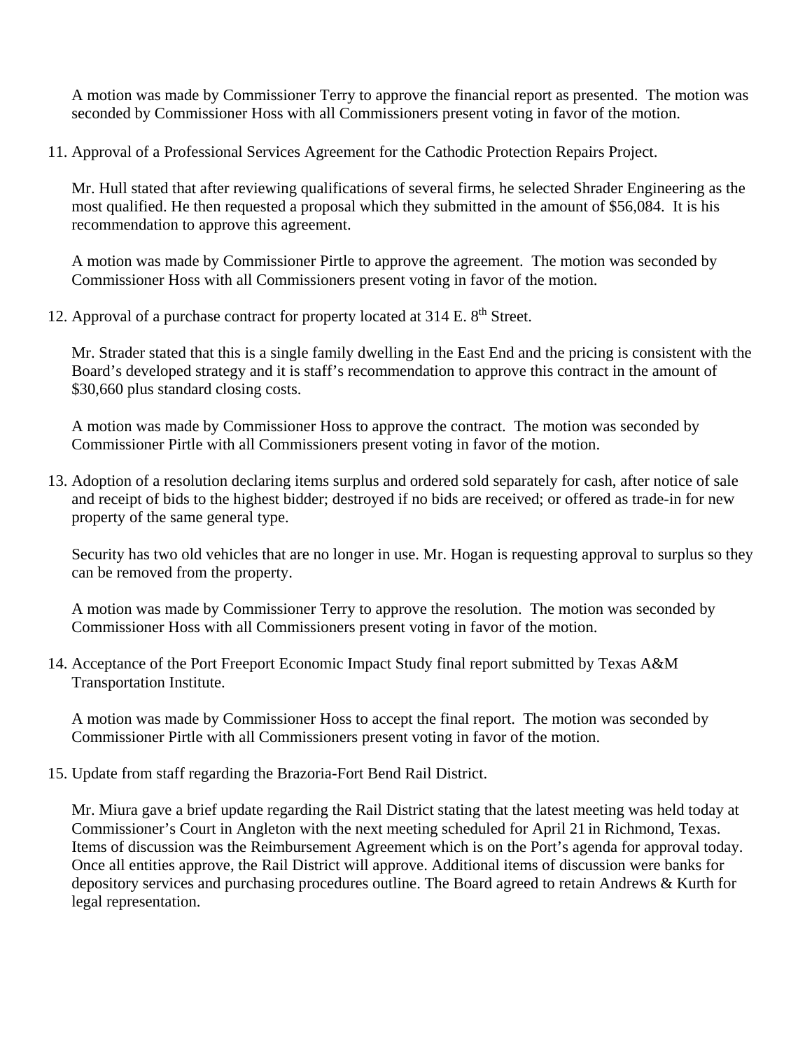A motion was made by Commissioner Terry to approve the financial report as presented. The motion was seconded by Commissioner Hoss with all Commissioners present voting in favor of the motion.

11. Approval of a Professional Services Agreement for the Cathodic Protection Repairs Project.

    Mr. Hull stated that after reviewing qualifications of several firms, he selected Shrader Engineering as the most qualified. He then requested a proposal which they submitted in the amount of $56,084. It is his recommendation to approve this agreement.

    A motion was made by Commissioner Pirtle to approve the agreement. The motion was seconded by Commissioner Hoss with all Commissioners present voting in favor of the motion.

12. Approval of a purchase contract for property located at 314 E. 8th Street.

    Mr. Strader stated that this is a single family dwelling in the East End and the pricing is consistent with the Board's developed strategy and it is staff's recommendation to approve this contract in the amount of $30,660 plus standard closing costs.

    A motion was made by Commissioner Hoss to approve the contract. The motion was seconded by Commissioner Pirtle with all Commissioners present voting in favor of the motion.

13. Adoption of a resolution declaring items surplus and ordered sold separately for cash, after notice of sale and receipt of bids to the highest bidder; destroyed if no bids are received; or offered as trade-in for new property of the same general type.

    Security has two old vehicles that are no longer in use. Mr. Hogan is requesting approval to surplus so they can be removed from the property.

    A motion was made by Commissioner Terry to approve the resolution. The motion was seconded by Commissioner Hoss with all Commissioners present voting in favor of the motion.

14. Acceptance of the Port Freeport Economic Impact Study final report submitted by Texas A&M Transportation Institute.

    A motion was made by Commissioner Hoss to accept the final report. The motion was seconded by Commissioner Pirtle with all Commissioners present voting in favor of the motion.

15. Update from staff regarding the Brazoria-Fort Bend Rail District.

    Mr. Miura gave a brief update regarding the Rail District stating that the latest meeting was held today at Commissioner's Court in Angleton with the next meeting scheduled for April 21 in Richmond, Texas. Items of discussion was the Reimbursement Agreement which is on the Port's agenda for approval today. Once all entities approve, the Rail District will approve. Additional items of discussion were banks for depository services and purchasing procedures outline. The Board agreed to retain Andrews & Kurth for legal representation.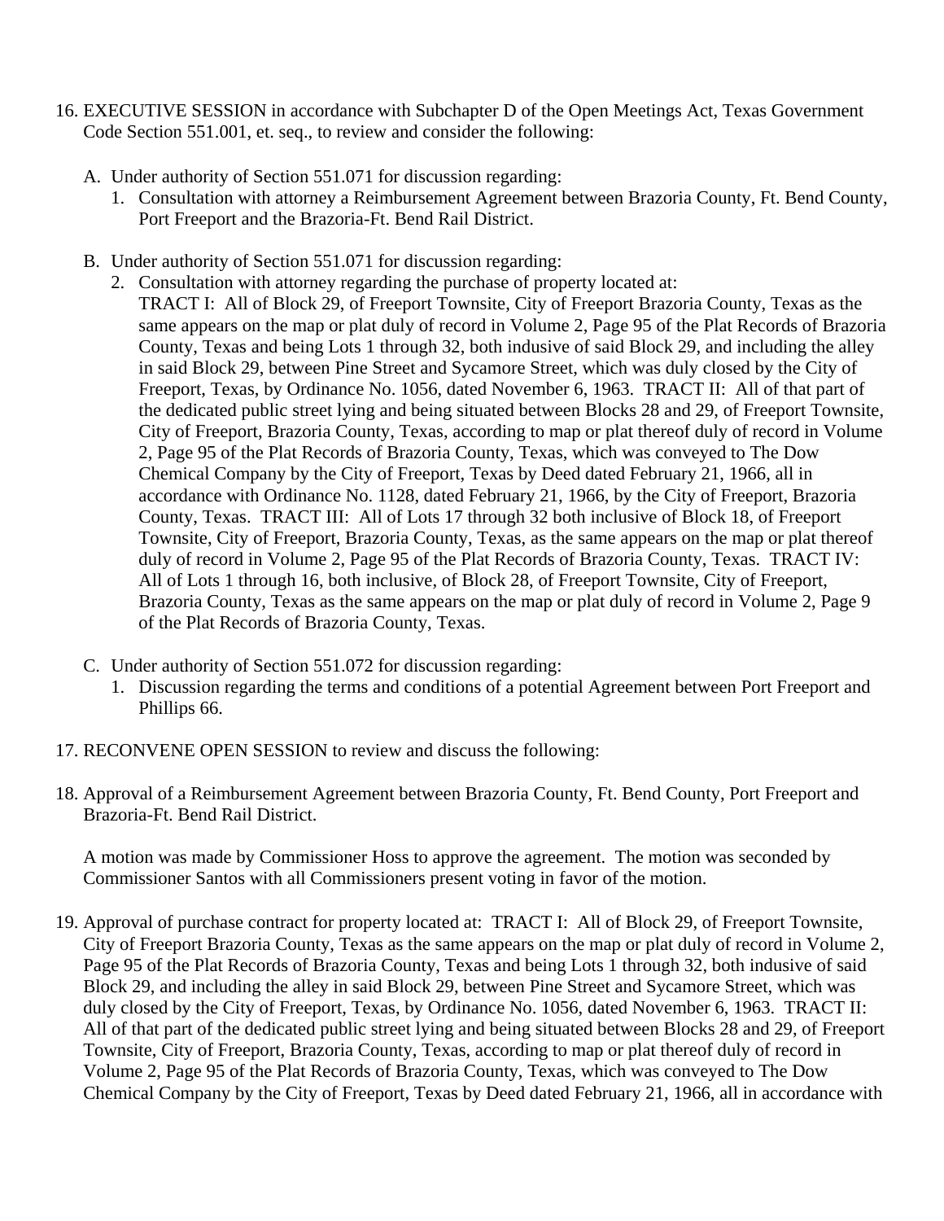16. EXECUTIVE SESSION in accordance with Subchapter D of the Open Meetings Act, Texas Government Code Section 551.001, et. seq., to review and consider the following:

   A. Under authority of Section 551.071 for discussion regarding:
      1. Consultation with attorney a Reimbursement Agreement between Brazoria County, Ft. Bend County, Port Freeport and the Brazoria-Ft. Bend Rail District.

   B. Under authority of Section 551.071 for discussion regarding:
      2. Consultation with attorney regarding the purchase of property located at:
      TRACT I: All of Block 29, of Freeport Townsite, City of Freeport Brazoria County, Texas as the same appears on the map or plat duly of record in Volume 2, Page 95 of the Plat Records of Brazoria County, Texas and being Lots 1 through 32, both indusive of said Block 29, and including the alley in said Block 29, between Pine Street and Sycamore Street, which was duly closed by the City of Freeport, Texas, by Ordinance No. 1056, dated November 6, 1963. TRACT II: All of that part of the dedicated public street lying and being situated between Blocks 28 and 29, of Freeport Townsite, City of Freeport, Brazoria County, Texas, according to map or plat thereof duly of record in Volume 2, Page 95 of the Plat Records of Brazoria County, Texas, which was conveyed to The Dow Chemical Company by the City of Freeport, Texas by Deed dated February 21, 1966, all in accordance with Ordinance No. 1128, dated February 21, 1966, by the City of Freeport, Brazoria County, Texas. TRACT III: All of Lots 17 through 32 both inclusive of Block 18, of Freeport Townsite, City of Freeport, Brazoria County, Texas, as the same appears on the map or plat thereof duly of record in Volume 2, Page 95 of the Plat Records of Brazoria County, Texas. TRACT IV: All of Lots 1 through 16, both inclusive, of Block 28, of Freeport Townsite, City of Freeport, Brazoria County, Texas as the same appears on the map or plat duly of record in Volume 2, Page 9 of the Plat Records of Brazoria County, Texas.

   C. Under authority of Section 551.072 for discussion regarding:
      1. Discussion regarding the terms and conditions of a potential Agreement between Port Freeport and Phillips 66.

17. RECONVENE OPEN SESSION to review and discuss the following:

18. Approval of a Reimbursement Agreement between Brazoria County, Ft. Bend County, Port Freeport and Brazoria-Ft. Bend Rail District.

    A motion was made by Commissioner Hoss to approve the agreement. The motion was seconded by Commissioner Santos with all Commissioners present voting in favor of the motion.

19. Approval of purchase contract for property located at: TRACT I: All of Block 29, of Freeport Townsite, City of Freeport Brazoria County, Texas as the same appears on the map or plat duly of record in Volume 2, Page 95 of the Plat Records of Brazoria County, Texas and being Lots 1 through 32, both indusive of said Block 29, and including the alley in said Block 29, between Pine Street and Sycamore Street, which was duly closed by the City of Freeport, Texas, by Ordinance No. 1056, dated November 6, 1963. TRACT II: All of that part of the dedicated public street lying and being situated between Blocks 28 and 29, of Freeport Townsite, City of Freeport, Brazoria County, Texas, according to map or plat thereof duly of record in Volume 2, Page 95 of the Plat Records of Brazoria County, Texas, which was conveyed to The Dow Chemical Company by the City of Freeport, Texas by Deed dated February 21, 1966, all in accordance with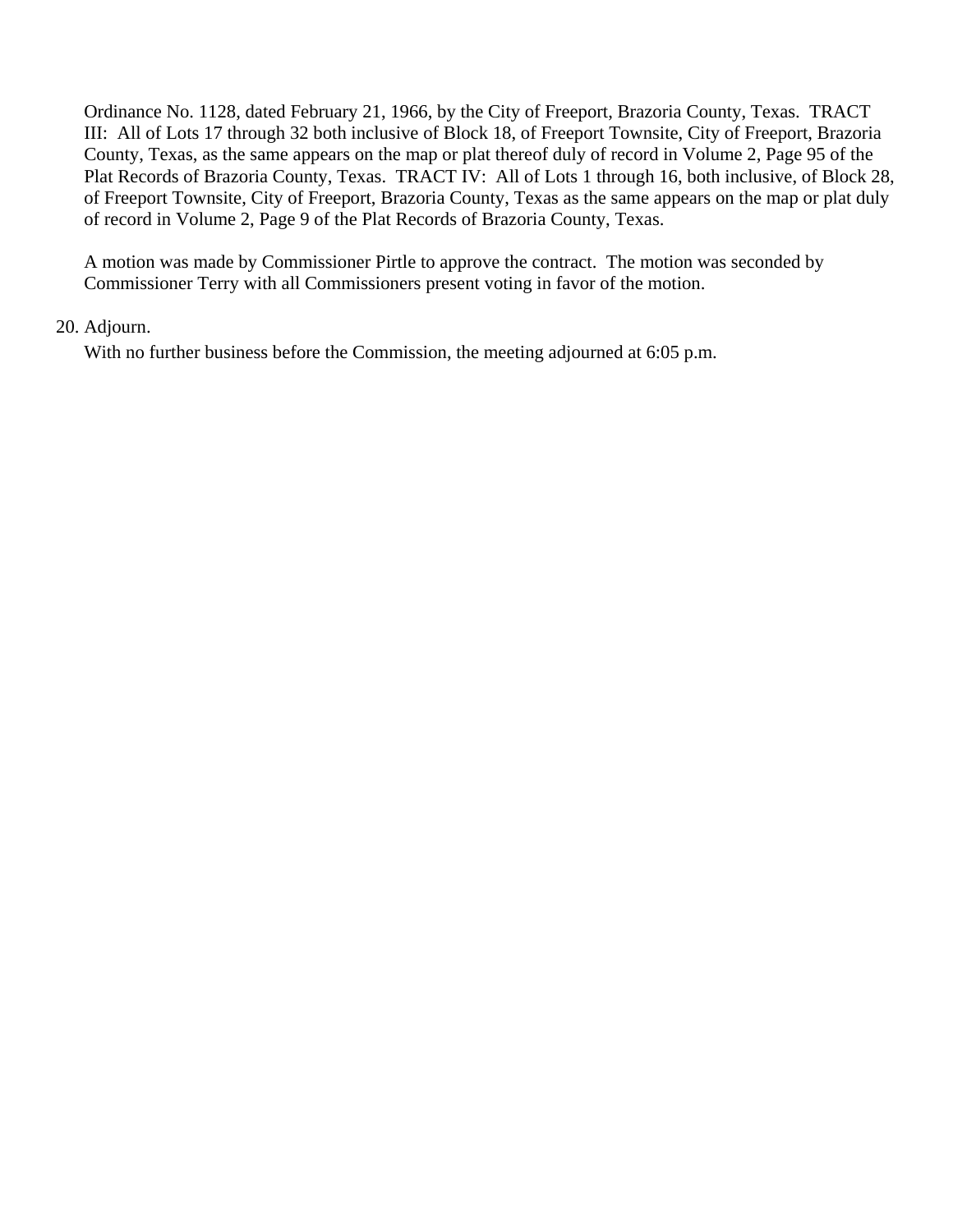Ordinance No. 1128, dated February 21, 1966, by the City of Freeport, Brazoria County, Texas. TRACT III: All of Lots 17 through 32 both inclusive of Block 18, of Freeport Townsite, City of Freeport, Brazoria County, Texas, as the same appears on the map or plat thereof duly of record in Volume 2, Page 95 of the Plat Records of Brazoria County, Texas. TRACT IV: All of Lots 1 through 16, both inclusive, of Block 28, of Freeport Townsite, City of Freeport, Brazoria County, Texas as the same appears on the map or plat duly of record in Volume 2, Page 9 of the Plat Records of Brazoria County, Texas.

A motion was made by Commissioner Pirtle to approve the contract. The motion was seconded by Commissioner Terry with all Commissioners present voting in favor of the motion.

20. Adjourn.

    With no further business before the Commission, the meeting adjourned at 6:05 p.m.